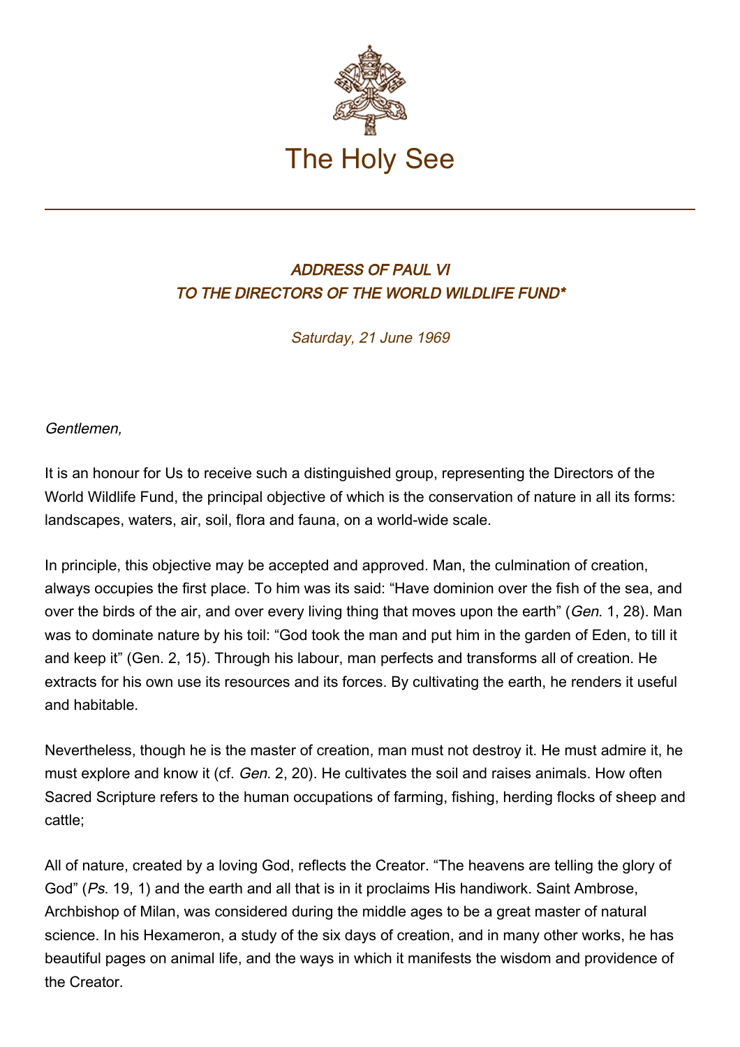# The Holy See

## *ADDRESS OF PAUL VI TO THE DIRECTORS OF THE WORLD WILDLIFE FUND**

*Saturday, 21 June 1969*

*Gentlemen,*

It is an honour for Us to receive such a distinguished group, representing the Directors of the World Wildlife Fund, the principal objective of which is the conservation of nature in all its forms: landscapes, waters, air, soil, flora and fauna, on a world-wide scale.

In principle, this objective may be accepted and approved. Man, the culmination of creation, always occupies the first place. To him was its said: "Have dominion over the fish of the sea, and over the birds of the air, and over every living thing that moves upon the earth" (*Gen*. 1, 28). Man was to dominate nature by his toil: "God took the man and put him in the garden of Eden, to till it and keep it" (Gen. 2, 15). Through his labour, man perfects and transforms all of creation. He extracts for his own use its resources and its forces. By cultivating the earth, he renders it useful and habitable.

Nevertheless, though he is the master of creation, man must not destroy it. He must admire it, he must explore and know it (cf. *Gen*. 2, 20). He cultivates the soil and raises animals. How often Sacred Scripture refers to the human occupations of farming, fishing, herding flocks of sheep and cattle;

All of nature, created by a loving God, reflects the Creator. "The heavens are telling the glory of God" (*Ps*. 19, 1) and the earth and all that is in it proclaims His handiwork. Saint Ambrose, Archbishop of Milan, was considered during the middle ages to be a great master of natural science. In his Hexameron, a study of the six days of creation, and in many other works, he has beautiful pages on animal life, and the ways in which it manifests the wisdom and providence of the Creator.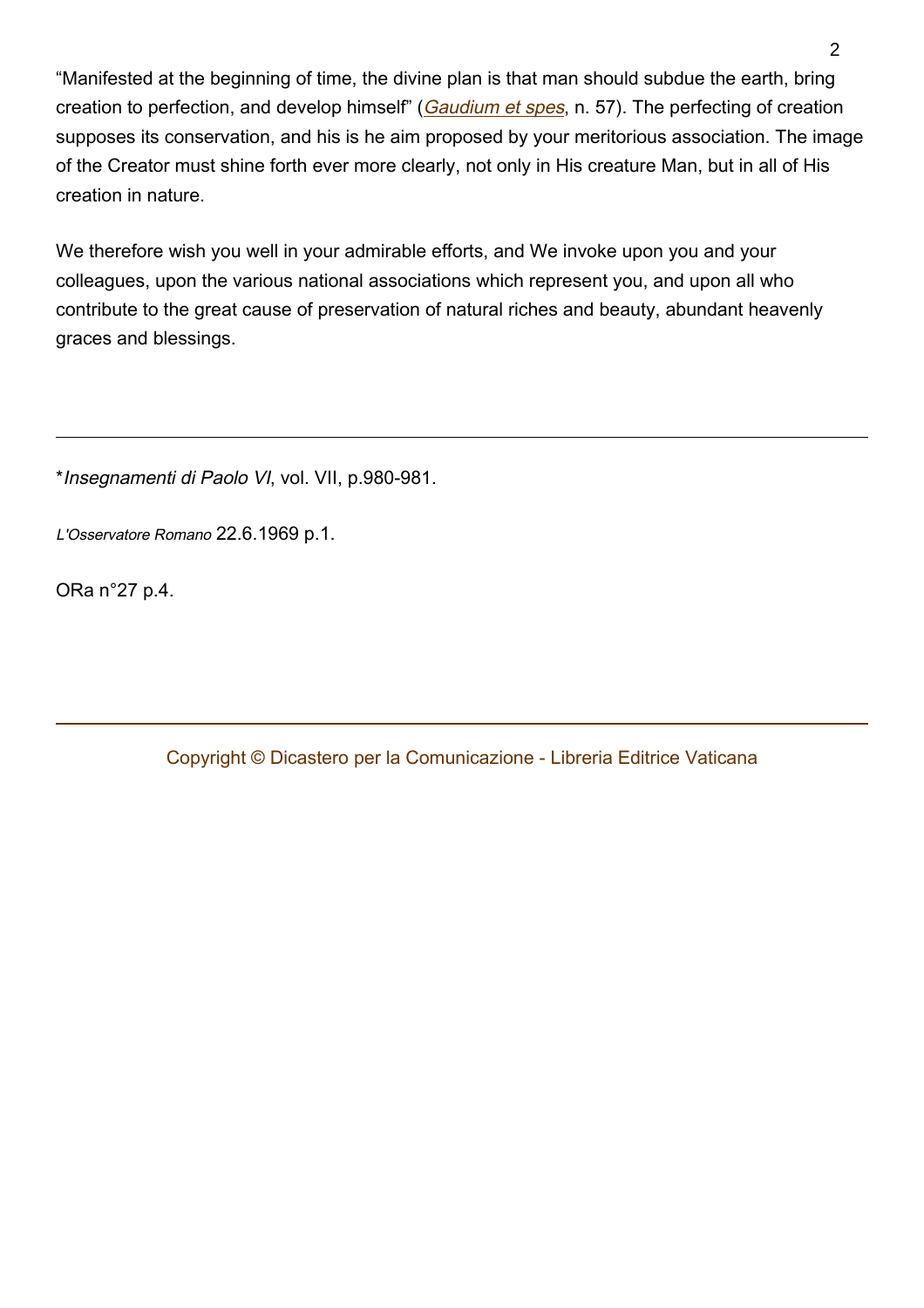“Manifested at the beginning of time, the divine plan is that man should subdue the earth, bring creation to perfection, and develop himself” (*Gaudium et spes*, n. 57). The perfecting of creation supposes its conservation, and his is he aim proposed by your meritorious association. The image of the Creator must shine forth ever more clearly, not only in His creature Man, but in all of His creation in nature.

We therefore wish you well in your admirable efforts, and We invoke upon you and your colleagues, upon the various national associations which represent you, and upon all who contribute to the great cause of preservation of natural riches and beauty, abundant heavenly graces and blessings.

---

**Insegnamenti di Paolo VI*, vol. VII, p.980-981.

*L'Osservatore Romano* 22.6.1969 p.1.

ORa n°27 p.4.

---

Copyright © Dicastero per la Comunicazione - Libreria Editrice Vaticana